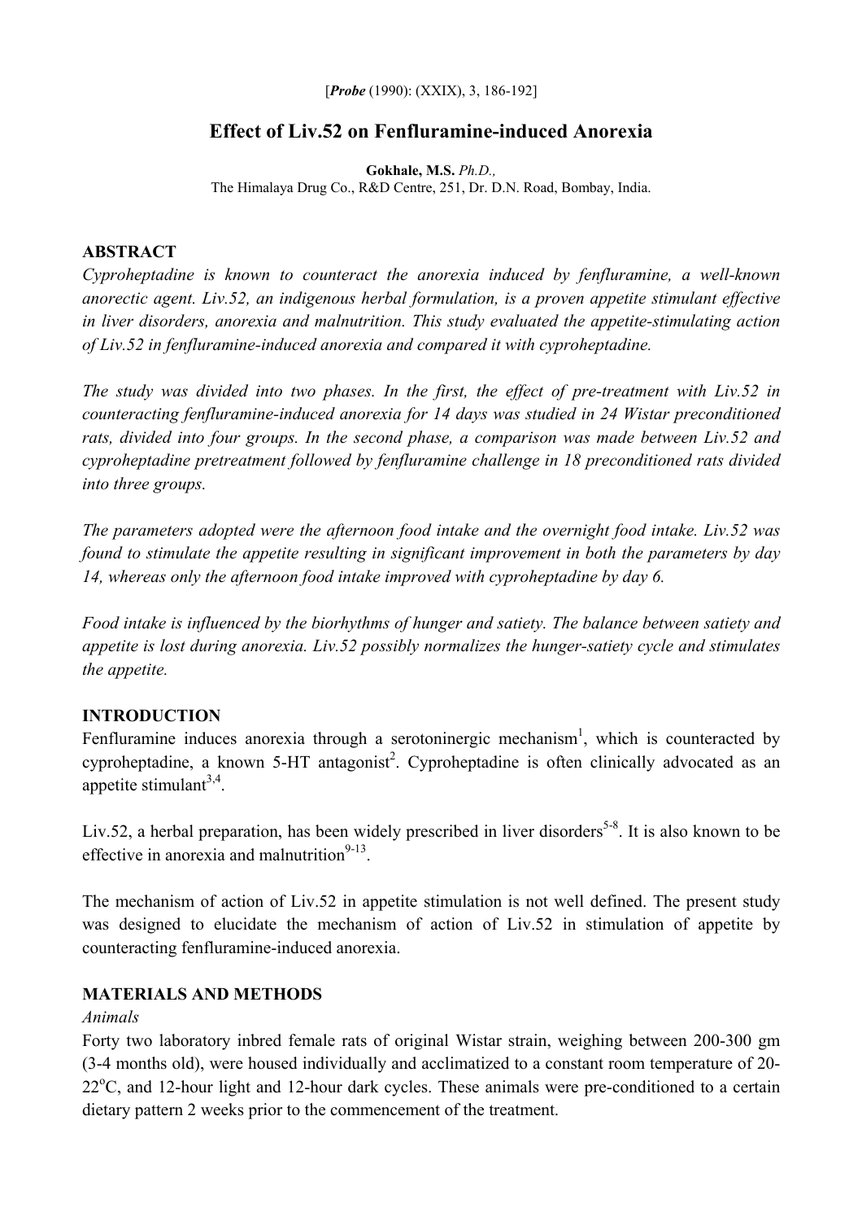[*Probe* (1990): (XXIX), 3, 186-192]

# Effect of Liv.52 on Fenfluramine-induced Anorexia

**Gokhale, M.S.** *Ph.D.,*
The Himalaya Drug Co., R&D Centre, 251, Dr. D.N. Road, Bombay, India.

## ABSTRACT

*Cyproheptadine is known to counteract the anorexia induced by fenfluramine, a well-known anorectic agent. Liv.52, an indigenous herbal formulation, is a proven appetite stimulant effective in liver disorders, anorexia and malnutrition. This study evaluated the appetite-stimulating action of Liv.52 in fenfluramine-induced anorexia and compared it with cyproheptadine.*

*The study was divided into two phases. In the first, the effect of pre-treatment with Liv.52 in counteracting fenfluramine-induced anorexia for 14 days was studied in 24 Wistar preconditioned rats, divided into four groups. In the second phase, a comparison was made between Liv.52 and cyproheptadine pretreatment followed by fenfluramine challenge in 18 preconditioned rats divided into three groups.*

*The parameters adopted were the afternoon food intake and the overnight food intake. Liv.52 was found to stimulate the appetite resulting in significant improvement in both the parameters by day 14, whereas only the afternoon food intake improved with cyproheptadine by day 6.*

*Food intake is influenced by the biorhythms of hunger and satiety. The balance between satiety and appetite is lost during anorexia. Liv.52 possibly normalizes the hunger-satiety cycle and stimulates the appetite.*

## INTRODUCTION

Fenfluramine induces anorexia through a serotoninergic mechanism[1], which is counteracted by cyproheptadine, a known 5-HT antagonist[2]. Cyproheptadine is often clinically advocated as an appetite stimulant[3,4].

Liv.52, a herbal preparation, has been widely prescribed in liver disorders[5-8]. It is also known to be effective in anorexia and malnutrition[9-13].

The mechanism of action of Liv.52 in appetite stimulation is not well defined. The present study was designed to elucidate the mechanism of action of Liv.52 in stimulation of appetite by counteracting fenfluramine-induced anorexia.

## MATERIALS AND METHODS

*Animals*

Forty two laboratory inbred female rats of original Wistar strain, weighing between 200-300 gm (3-4 months old), were housed individually and acclimatized to a constant room temperature of 20-22°C, and 12-hour light and 12-hour dark cycles. These animals were pre-conditioned to a certain dietary pattern 2 weeks prior to the commencement of the treatment.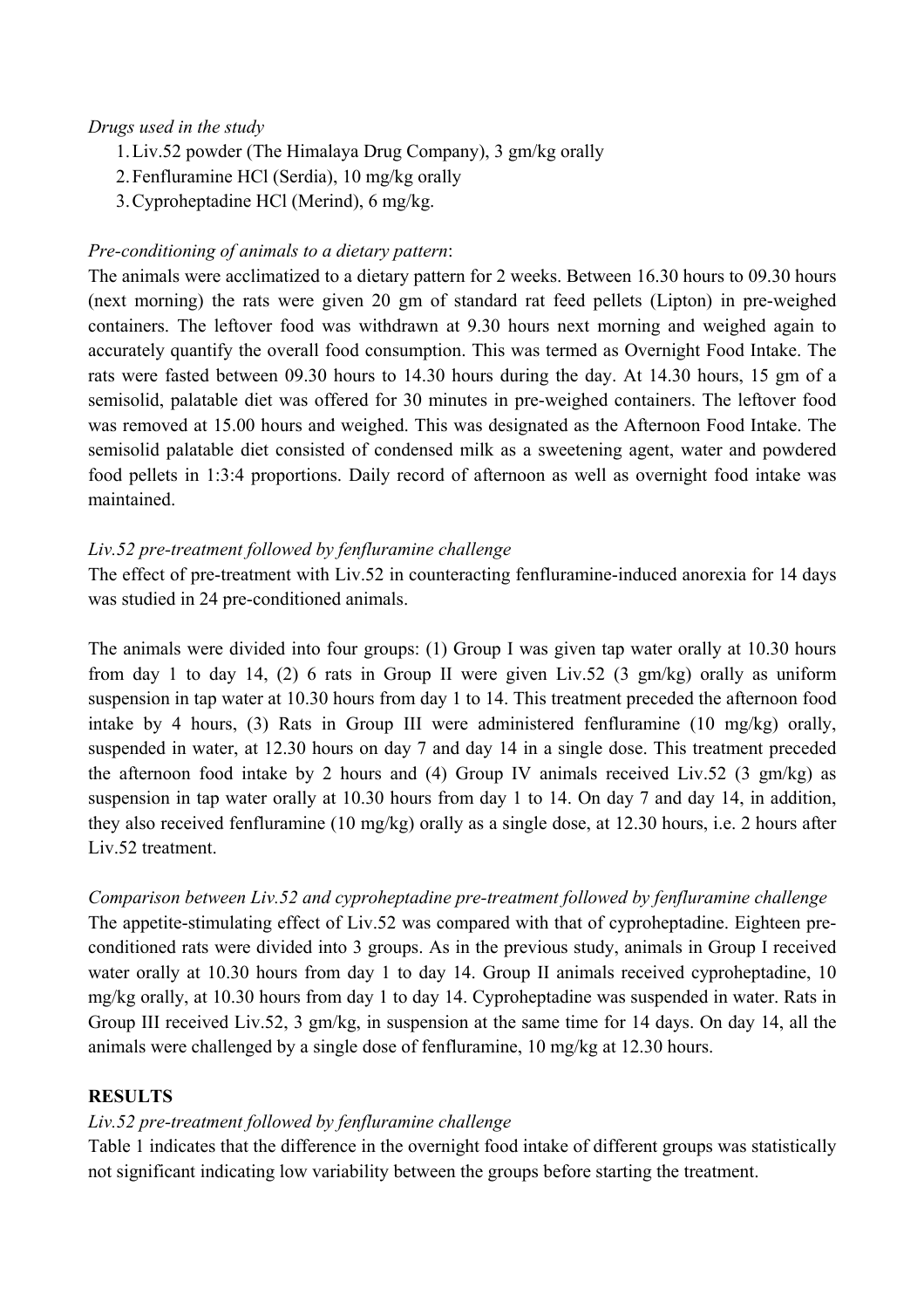*Drugs used in the study*

1. Liv.52 powder (The Himalaya Drug Company), 3 gm/kg orally
2. Fenfluramine HCl (Serdia), 10 mg/kg orally
3. Cyproheptadine HCl (Merind), 6 mg/kg.

*Pre-conditioning of animals to a dietary pattern*:

The animals were acclimatized to a dietary pattern for 2 weeks. Between 16.30 hours to 09.30 hours (next morning) the rats were given 20 gm of standard rat feed pellets (Lipton) in pre-weighed containers. The leftover food was withdrawn at 9.30 hours next morning and weighed again to accurately quantify the overall food consumption. This was termed as Overnight Food Intake. The rats were fasted between 09.30 hours to 14.30 hours during the day. At 14.30 hours, 15 gm of a semisolid, palatable diet was offered for 30 minutes in pre-weighed containers. The leftover food was removed at 15.00 hours and weighed. This was designated as the Afternoon Food Intake. The semisolid palatable diet consisted of condensed milk as a sweetening agent, water and powdered food pellets in 1:3:4 proportions. Daily record of afternoon as well as overnight food intake was maintained.

*Liv.52 pre-treatment followed by fenfluramine challenge*

The effect of pre-treatment with Liv.52 in counteracting fenfluramine-induced anorexia for 14 days was studied in 24 pre-conditioned animals.

The animals were divided into four groups: (1) Group I was given tap water orally at 10.30 hours from day 1 to day 14, (2) 6 rats in Group II were given Liv.52 (3 gm/kg) orally as uniform suspension in tap water at 10.30 hours from day 1 to 14. This treatment preceded the afternoon food intake by 4 hours, (3) Rats in Group III were administered fenfluramine (10 mg/kg) orally, suspended in water, at 12.30 hours on day 7 and day 14 in a single dose. This treatment preceded the afternoon food intake by 2 hours and (4) Group IV animals received Liv.52 (3 gm/kg) as suspension in tap water orally at 10.30 hours from day 1 to 14. On day 7 and day 14, in addition, they also received fenfluramine (10 mg/kg) orally as a single dose, at 12.30 hours, i.e. 2 hours after Liv.52 treatment.

*Comparison between Liv.52 and cyproheptadine pre-treatment followed by fenfluramine challenge*

The appetite-stimulating effect of Liv.52 was compared with that of cyproheptadine. Eighteen pre-conditioned rats were divided into 3 groups. As in the previous study, animals in Group I received water orally at 10.30 hours from day 1 to day 14. Group II animals received cyproheptadine, 10 mg/kg orally, at 10.30 hours from day 1 to day 14. Cyproheptadine was suspended in water. Rats in Group III received Liv.52, 3 gm/kg, in suspension at the same time for 14 days. On day 14, all the animals were challenged by a single dose of fenfluramine, 10 mg/kg at 12.30 hours.

## RESULTS

*Liv.52 pre-treatment followed by fenfluramine challenge*

Table 1 indicates that the difference in the overnight food intake of different groups was statistically not significant indicating low variability between the groups before starting the treatment.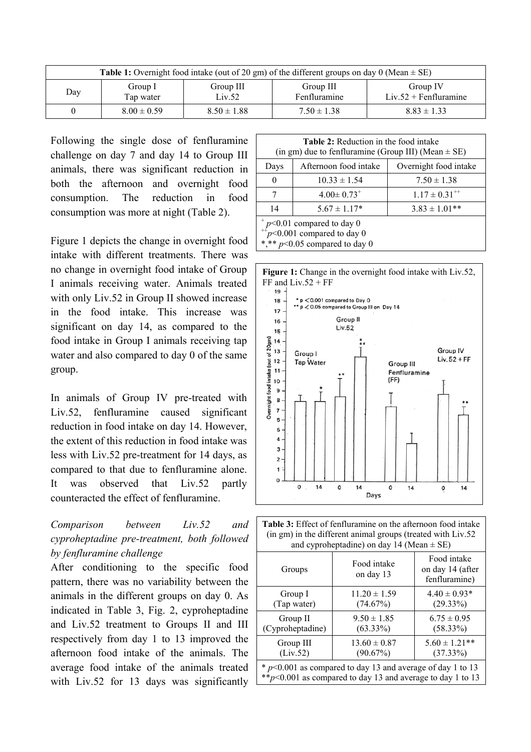| **Table 1:** Overnight food intake (out of 20 gm) of the different groups on day 0 (Mean ± SE) | | | | |
|---|---|---|---|---|
| Day | Group I Tap water | Group III Liv.52 | Group III Fenfluramine | Group IV Liv.52 + Fenfluramine |
| 0 | 8.00 ± 0.59 | 8.50 ± 1.88 | 7.50 ± 1.38 | 8.83 ± 1.33 |

Following the single dose of fenfluramine challenge on day 7 and day 14 to Group III animals, there was significant reduction in both the afternoon and overnight food consumption. The reduction in food consumption was more at night (Table 2).

| **Table 2:** Reduction in the food intake (in gm) due to fenfluramine (Group III) (Mean ± SE) | | |
|---|---|---|
| Days | Afternoon food intake | Overnight food intake |
| 0 | 10.33 ± 1.54 | 7.50 ± 1.38 |
| 7 | 4.00± 0.73$^{+}$ | 1.17 ± 0.31$^{++}$ |
| 14 | 5.67 ± 1.17* | 3.83 ± 1.01** |

$^{+}$ $p$<0.01 compared to day 0
$^{++}$$p$<0.001 compared to day 0
*,** $p$<0.05 compared to day 0

Figure 1 depicts the change in overnight food intake with different treatments. There was no change in overnight food intake of Group I animals receiving water. Animals treated with only Liv.52 in Group II showed increase in the food intake. This increase was significant on day 14, as compared to the food intake in Group I animals receiving tap water and also compared to day 0 of the same group.

In animals of Group IV pre-treated with Liv.52, fenfluramine caused significant reduction in food intake on day 14. However, the extent of this reduction in food intake was less with Liv.52 pre-treatment for 14 days, as compared to that due to fenfluramine alone. It was observed that Liv.52 partly counteracted the effect of fenfluramine.

**Figure 1:** Change in the overnight food intake with Liv.52, FF and Liv.52 + FF

*Comparison between Liv.52 and cyproheptadine pre-treatment, both followed by fenfluramine challenge*

After conditioning to the specific food pattern, there was no variability between the animals in the different groups on day 0. As indicated in Table 3, Fig. 2, cyproheptadine and Liv.52 treatment to Groups II and III respectively from day 1 to 13 improved the afternoon food intake of the animals. The average food intake of the animals treated with Liv.52 for 13 days was significantly

| **Table 3:** Effect of fenfluramine on the afternoon food intake (in gm) in the different animal groups (treated with Liv.52 and cyproheptadine) on day 14 (Mean ± SE) | | |
|---|---|---|
| Groups | Food intake on day 13 | Food intake on day 14 (after fenfluramine) |
| Group I (Tap water) | 11.20 ± 1.59 (74.67%) | 4.40 ± 0.93* (29.33%) |
| Group II (Cyproheptadine) | 9.50 ± 1.85 (63.33%) | 6.75 ± 0.95 (58.33%) |
| Group III (Liv.52) | 13.60 ± 0.87 (90.67%) | 5.60 ± 1.21** (37.33%) |

* $p$<0.001 as compared to day 13 and average of day 1 to 13
**$p$<0.001 as compared to day 13 and average to day 1 to 13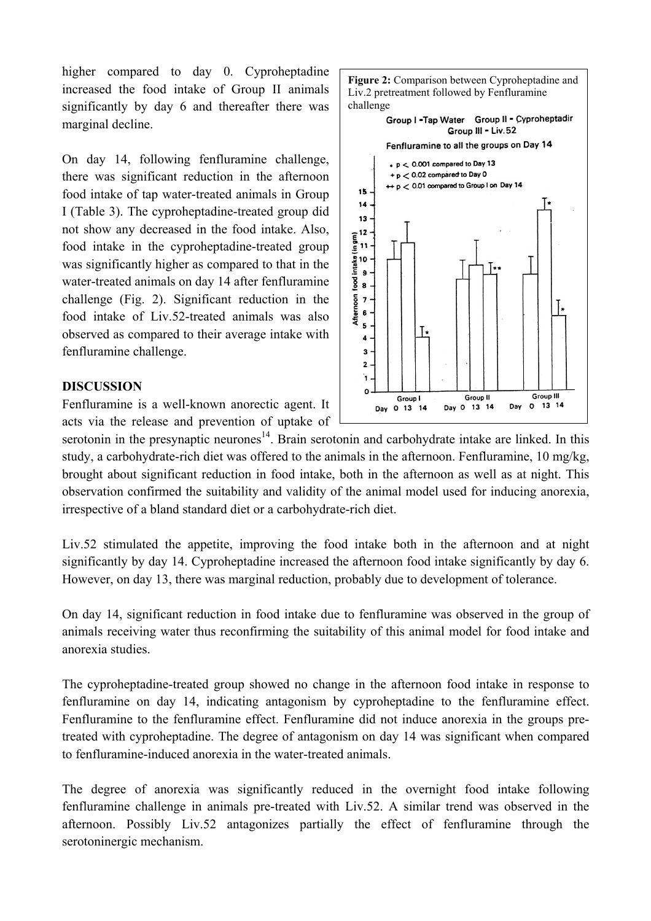higher compared to day 0. Cyproheptadine increased the food intake of Group II animals significantly by day 6 and thereafter there was marginal decline.

On day 14, following fenfluramine challenge, there was significant reduction in the afternoon food intake of tap water-treated animals in Group I (Table 3). The cyproheptadine-treated group did not show any decreased in the food intake. Also, food intake in the cyproheptadine-treated group was significantly higher as compared to that in the water-treated animals on day 14 after fenfluramine challenge (Fig. 2). Significant reduction in the food intake of Liv.52-treated animals was also observed as compared to their average intake with fenfluramine challenge.

**Figure 2:** Comparison between Cyproheptadine and Liv.2 pretreatment followed by Fenfluramine challenge

## DISCUSSION

Fenfluramine is a well-known anorectic agent. It acts via the release and prevention of uptake of serotonin in the presynaptic neurones[14]. Brain serotonin and carbohydrate intake are linked. In this study, a carbohydrate-rich diet was offered to the animals in the afternoon. Fenfluramine, 10 mg/kg, brought about significant reduction in food intake, both in the afternoon as well as at night. This observation confirmed the suitability and validity of the animal model used for inducing anorexia, irrespective of a bland standard diet or a carbohydrate-rich diet.

Liv.52 stimulated the appetite, improving the food intake both in the afternoon and at night significantly by day 14. Cyproheptadine increased the afternoon food intake significantly by day 6. However, on day 13, there was marginal reduction, probably due to development of tolerance.

On day 14, significant reduction in food intake due to fenfluramine was observed in the group of animals receiving water thus reconfirming the suitability of this animal model for food intake and anorexia studies.

The cyproheptadine-treated group showed no change in the afternoon food intake in response to fenfluramine on day 14, indicating antagonism by cyproheptadine to the fenfluramine effect. Fenfluramine to the fenfluramine effect. Fenfluramine did not induce anorexia in the groups pre-treated with cyproheptadine. The degree of antagonism on day 14 was significant when compared to fenfluramine-induced anorexia in the water-treated animals.

The degree of anorexia was significantly reduced in the overnight food intake following fenfluramine challenge in animals pre-treated with Liv.52. A similar trend was observed in the afternoon. Possibly Liv.52 antagonizes partially the effect of fenfluramine through the serotoninergic mechanism.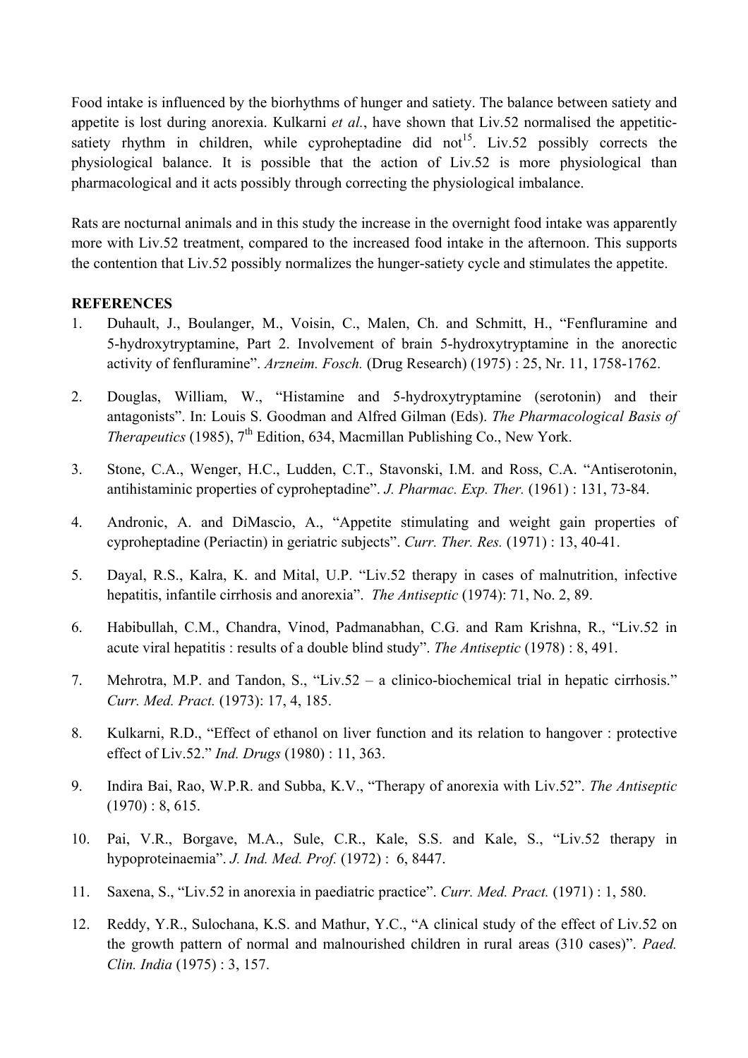Food intake is influenced by the biorhythms of hunger and satiety. The balance between satiety and appetite is lost during anorexia. Kulkarni *et al.*, have shown that Liv.52 normalised the appetitic-satiety rhythm in children, while cyproheptadine did not[15]. Liv.52 possibly corrects the physiological balance. It is possible that the action of Liv.52 is more physiological than pharmacological and it acts possibly through correcting the physiological imbalance.

Rats are nocturnal animals and in this study the increase in the overnight food intake was apparently more with Liv.52 treatment, compared to the increased food intake in the afternoon. This supports the contention that Liv.52 possibly normalizes the hunger-satiety cycle and stimulates the appetite.

**REFERENCES**

1. Duhault, J., Boulanger, M., Voisin, C., Malen, Ch. and Schmitt, H., "Fenfluramine and 5-hydroxytryptamine, Part 2. Involvement of brain 5-hydroxytryptamine in the anorectic activity of fenfluramine". *Arzneim. Fosch.* (Drug Research) (1975) : 25, Nr. 11, 1758-1762.

2. Douglas, William, W., "Histamine and 5-hydroxytryptamine (serotonin) and their antagonists". In: Louis S. Goodman and Alfred Gilman (Eds). *The Pharmacological Basis of Therapeutics* (1985), 7th Edition, 634, Macmillan Publishing Co., New York.

3. Stone, C.A., Wenger, H.C., Ludden, C.T., Stavonski, I.M. and Ross, C.A. "Antiserotonin, antihistaminic properties of cyproheptadine". *J. Pharmac. Exp. Ther.* (1961) : 131, 73-84.

4. Andronic, A. and DiMascio, A., "Appetite stimulating and weight gain properties of cyproheptadine (Periactin) in geriatric subjects". *Curr. Ther. Res.* (1971) : 13, 40-41.

5. Dayal, R.S., Kalra, K. and Mital, U.P. "Liv.52 therapy in cases of malnutrition, infective hepatitis, infantile cirrhosis and anorexia". *The Antiseptic* (1974): 71, No. 2, 89.

6. Habibullah, C.M., Chandra, Vinod, Padmanabhan, C.G. and Ram Krishna, R., "Liv.52 in acute viral hepatitis : results of a double blind study". *The Antiseptic* (1978) : 8, 491.

7. Mehrotra, M.P. and Tandon, S., "Liv.52 – a clinico-biochemical trial in hepatic cirrhosis." *Curr. Med. Pract.* (1973): 17, 4, 185.

8. Kulkarni, R.D., "Effect of ethanol on liver function and its relation to hangover : protective effect of Liv.52." *Ind. Drugs* (1980) : 11, 363.

9. Indira Bai, Rao, W.P.R. and Subba, K.V., "Therapy of anorexia with Liv.52". *The Antiseptic* (1970) : 8, 615.

10. Pai, V.R., Borgave, M.A., Sule, C.R., Kale, S.S. and Kale, S., "Liv.52 therapy in hypoproteinaemia". *J. Ind. Med. Prof.* (1972) : 6, 8447.

11. Saxena, S., "Liv.52 in anorexia in paediatric practice". *Curr. Med. Pract.* (1971) : 1, 580.

12. Reddy, Y.R., Sulochana, K.S. and Mathur, Y.C., "A clinical study of the effect of Liv.52 on the growth pattern of normal and malnourished children in rural areas (310 cases)". *Paed. Clin. India* (1975) : 3, 157.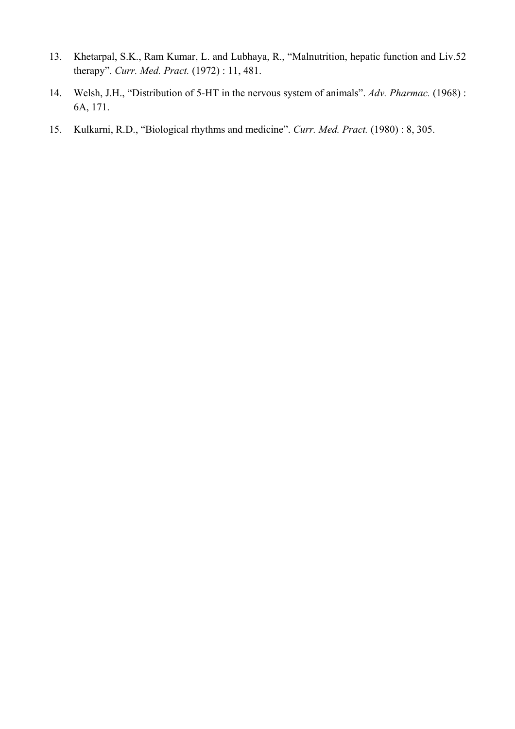13. Khetarpal, S.K., Ram Kumar, L. and Lubhaya, R., "Malnutrition, hepatic function and Liv.52 therapy". *Curr. Med. Pract.* (1972) : 11, 481.

14. Welsh, J.H., "Distribution of 5-HT in the nervous system of animals". *Adv. Pharmac.* (1968) : 6A, 171.

15. Kulkarni, R.D., "Biological rhythms and medicine". *Curr. Med. Pract.* (1980) : 8, 305.